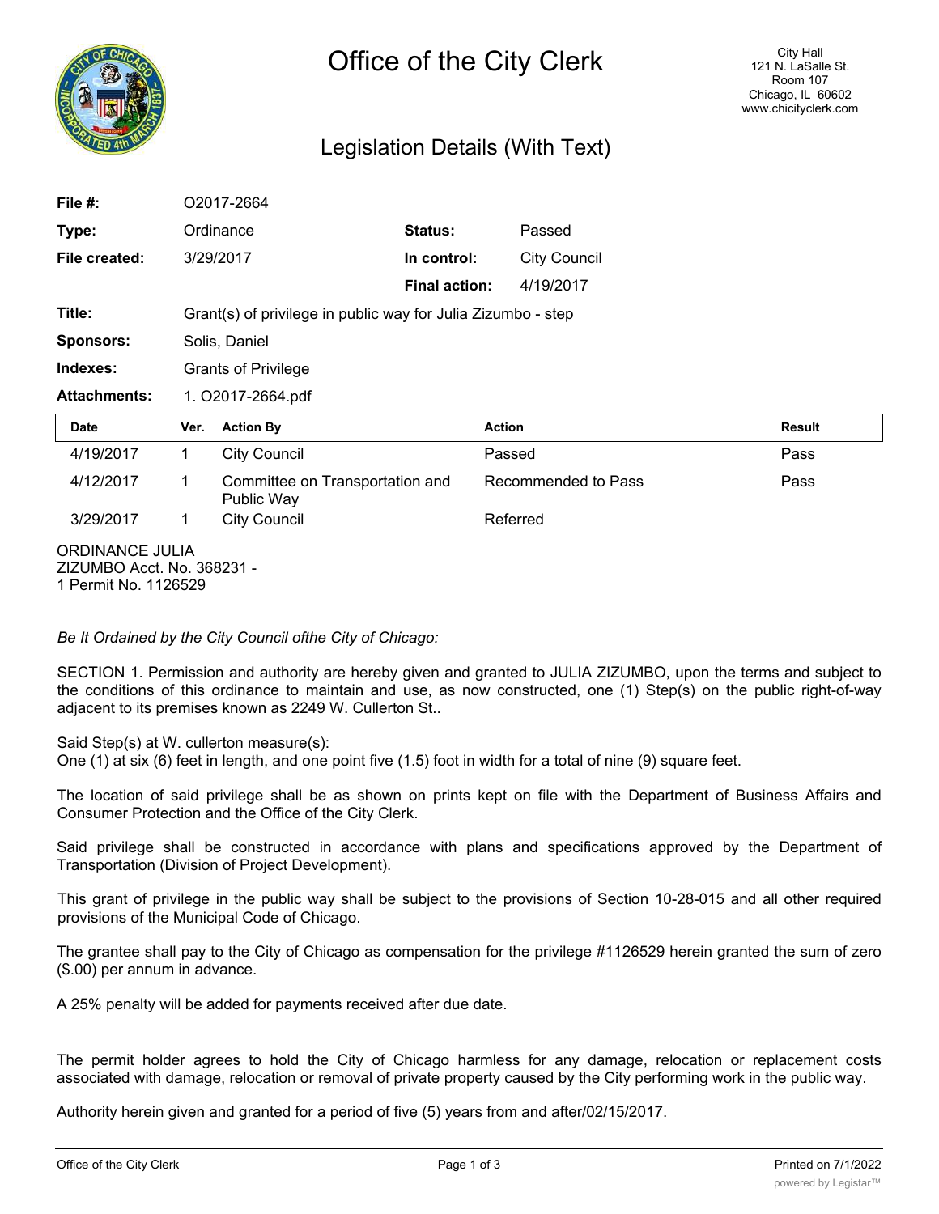# Office of the City Clerk

City Hall
121 N. LaSalle St.
Room 107
Chicago, IL 60602
www.chicityclerk.com

## Legislation Details (With Text)

| | | | |
|---|---|---|---|
| **File #:** | O2017-2664 | | |
| **Type:** | Ordinance | **Status:** | Passed |
| **File created:** | 3/29/2017 | **In control:** | City Council |
| | | **Final action:** | 4/19/2017 |
| **Title:** | Grant(s) of privilege in public way for Julia Zizumbo - step | | |
| **Sponsors:** | Solis, Daniel | | |
| **Indexes:** | Grants of Privilege | | |
| **Attachments:** | 1. O2017-2664.pdf | | |

| Date | Ver. | Action By | Action | Result |
|---|---|---|---|---|
| 4/19/2017 | 1 | City Council | Passed | Pass |
| 4/12/2017 | 1 | Committee on Transportation and Public Way | Recommended to Pass | Pass |
| 3/29/2017 | 1 | City Council | Referred | |

ORDINANCE JULIA
ZIZUMBO Acct. No. 368231 -
1 Permit No. 1126529

*Be It Ordained by the City Council ofthe City of Chicago:*

SECTION 1. Permission and authority are hereby given and granted to JULIA ZIZUMBO, upon the terms and subject to the conditions of this ordinance to maintain and use, as now constructed, one (1) Step(s) on the public right-of-way adjacent to its premises known as 2249 W. Cullerton St..

Said Step(s) at W. cullerton measure(s):
One (1) at six (6) feet in length, and one point five (1.5) foot in width for a total of nine (9) square feet.

The location of said privilege shall be as shown on prints kept on file with the Department of Business Affairs and Consumer Protection and the Office of the City Clerk.

Said privilege shall be constructed in accordance with plans and specifications approved by the Department of Transportation (Division of Project Development).

This grant of privilege in the public way shall be subject to the provisions of Section 10-28-015 and all other required provisions of the Municipal Code of Chicago.

The grantee shall pay to the City of Chicago as compensation for the privilege #1126529 herein granted the sum of zero ($.00) per annum in advance.

A 25% penalty will be added for payments received after due date.

The permit holder agrees to hold the City of Chicago harmless for any damage, relocation or replacement costs associated with damage, relocation or removal of private property caused by the City performing work in the public way.

Authority herein given and granted for a period of five (5) years from and after/02/15/2017.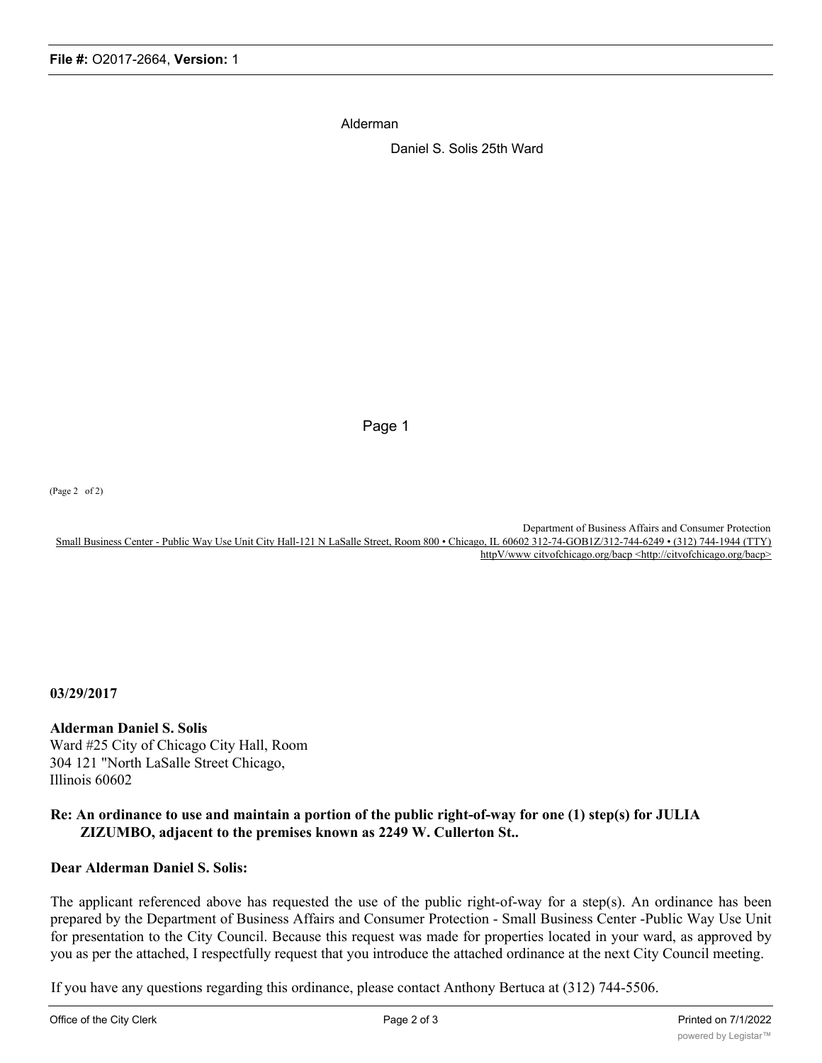Alderman

Daniel S. Solis 25th Ward

Page 1

(Page 2 of 2)

Department of Business Affairs and Consumer Protection
Small Business Center - Public Way Use Unit City Hall-121 N LaSalle Street, Room 800 • Chicago, IL 60602 312-74-GOB1Z/312-744-6249 • (312) 744-1944 (TTY)
httpV/www citvofchicago.org/bacp <http://citvofchicago.org/bacp>

**03/29/2017**

**Alderman Daniel S. Solis**
Ward #25 City of Chicago City Hall, Room 304 121 "North LaSalle Street Chicago, Illinois 60602

**Re: An ordinance to use and maintain a portion of the public right-of-way for one (1) step(s) for JULIA ZIZUMBO, adjacent to the premises known as 2249 W. Cullerton St..**

**Dear Alderman Daniel S. Solis:**

The applicant referenced above has requested the use of the public right-of-way for a step(s). An ordinance has been prepared by the Department of Business Affairs and Consumer Protection - Small Business Center -Public Way Use Unit for presentation to the City Council. Because this request was made for properties located in your ward, as approved by you as per the attached, I respectfully request that you introduce the attached ordinance at the next City Council meeting.

If you have any questions regarding this ordinance, please contact Anthony Bertuca at (312) 744-5506.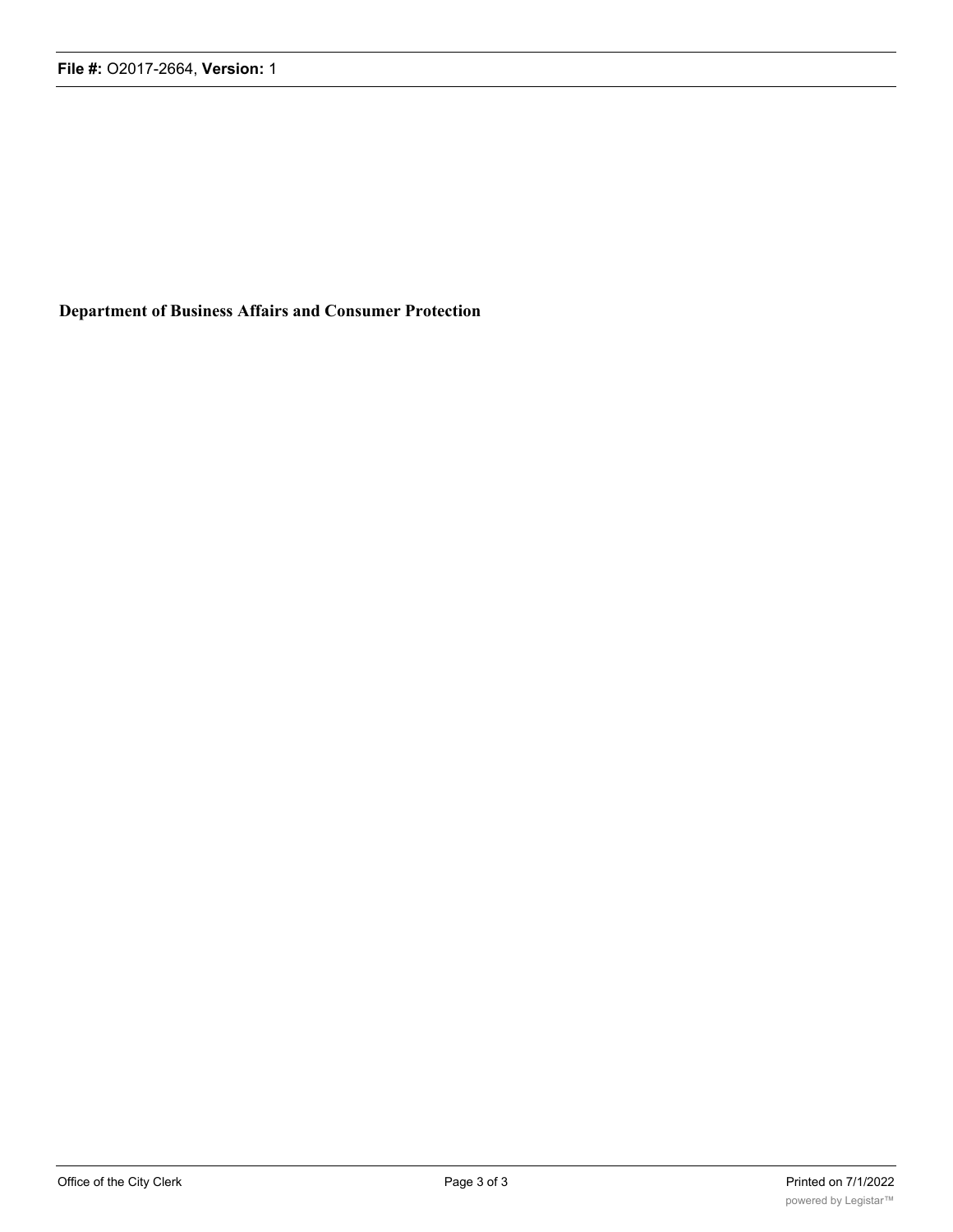**Department of Business Affairs and Consumer Protection**